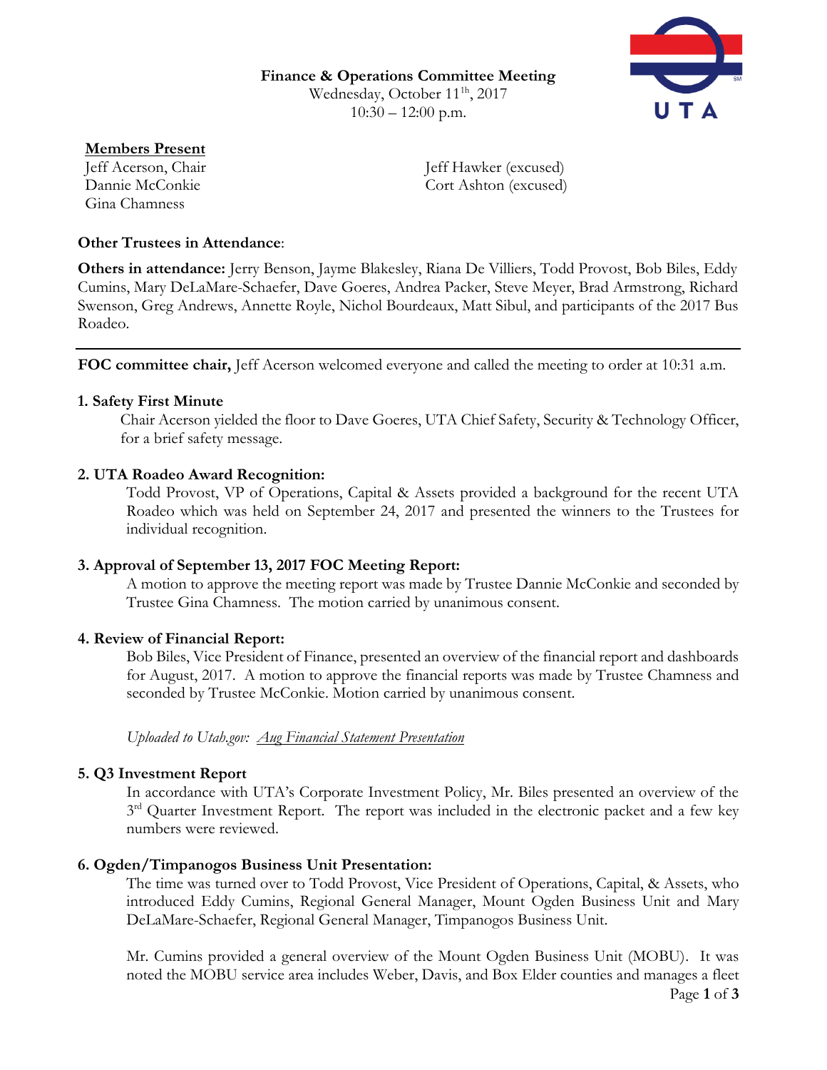**Finance & Operations Committee Meeting**
Wednesday, October 11[th], 2017
10:30 – 12:00 p.m.

**Members Present**

Jeff Acerson, Chair
Dannie McConkie
Gina Chamness
Jeff Hawker (excused)
Cort Ashton (excused)

**Other Trustees in Attendance**:

**Others in attendance:** Jerry Benson, Jayme Blakesley, Riana De Villiers, Todd Provost, Bob Biles, Eddy Cumins, Mary DeLaMare-Schaefer, Dave Goeres, Andrea Packer, Steve Meyer, Brad Armstrong, Richard Swenson, Greg Andrews, Annette Royle, Nichol Bourdeaux, Matt Sibul, and participants of the 2017 Bus Roadeo.

---

**FOC committee chair,** Jeff Acerson welcomed everyone and called the meeting to order at 10:31 a.m.

**1. Safety First Minute**

Chair Acerson yielded the floor to Dave Goeres, UTA Chief Safety, Security & Technology Officer, for a brief safety message.

**2. UTA Roadeo Award Recognition:**

Todd Provost, VP of Operations, Capital & Assets provided a background for the recent UTA Roadeo which was held on September 24, 2017 and presented the winners to the Trustees for individual recognition.

**3. Approval of September 13, 2017 FOC Meeting Report:**

A motion to approve the meeting report was made by Trustee Dannie McConkie and seconded by Trustee Gina Chamness. The motion carried by unanimous consent.

**4. Review of Financial Report:**

Bob Biles, Vice President of Finance, presented an overview of the financial report and dashboards for August, 2017. A motion to approve the financial reports was made by Trustee Chamness and seconded by Trustee McConkie. Motion carried by unanimous consent.

*Uploaded to Utah.gov: Aug Financial Statement Presentation*

**5. Q3 Investment Report**

In accordance with UTA's Corporate Investment Policy, Mr. Biles presented an overview of the 3[rd] Quarter Investment Report. The report was included in the electronic packet and a few key numbers were reviewed.

**6. Ogden/Timpanogos Business Unit Presentation:**

The time was turned over to Todd Provost, Vice President of Operations, Capital, & Assets, who introduced Eddy Cumins, Regional General Manager, Mount Ogden Business Unit and Mary DeLaMare-Schaefer, Regional General Manager, Timpanogos Business Unit.

Mr. Cumins provided a general overview of the Mount Ogden Business Unit (MOBU). It was noted the MOBU service area includes Weber, Davis, and Box Elder counties and manages a fleet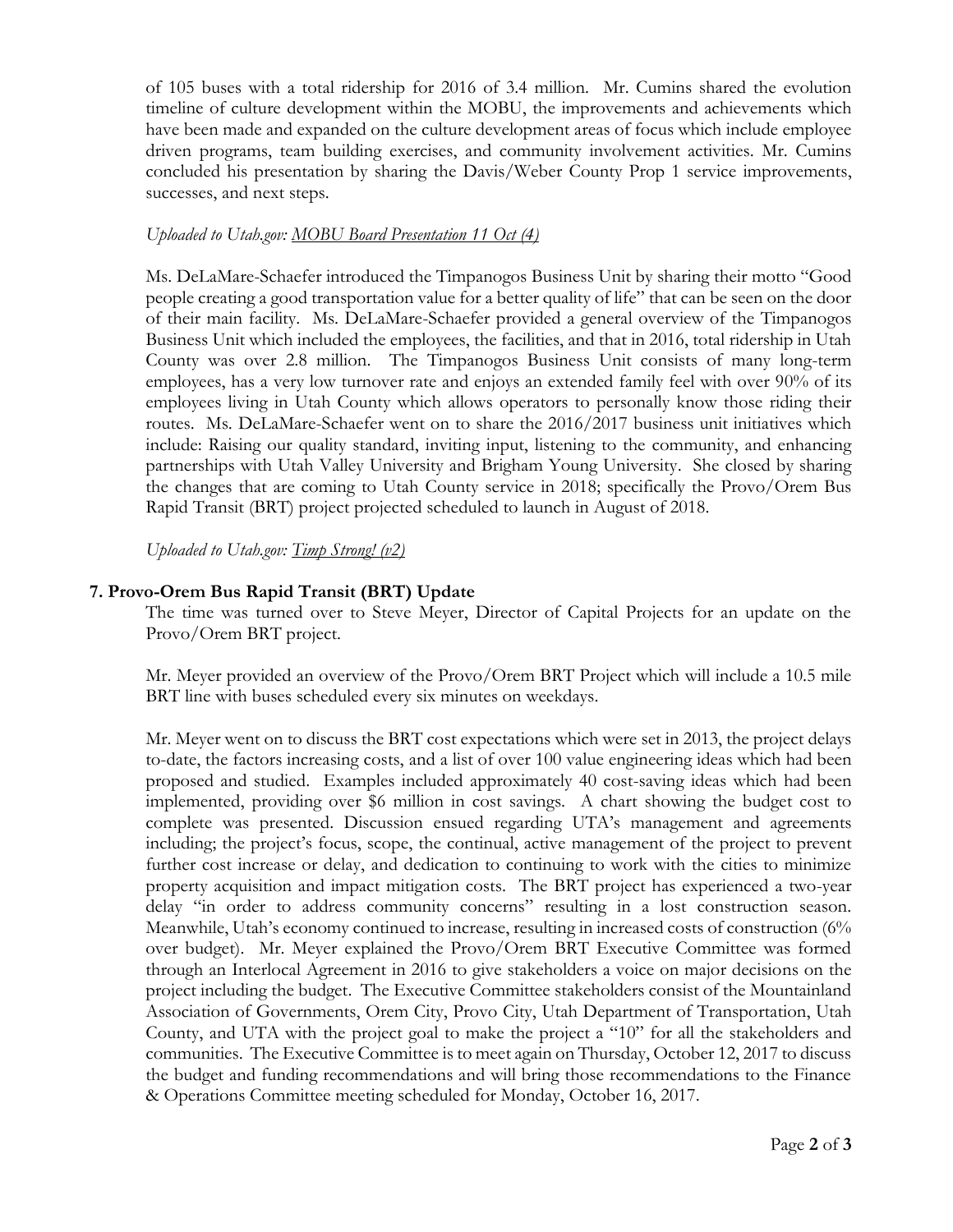of 105 buses with a total ridership for 2016 of 3.4 million. Mr. Cumins shared the evolution timeline of culture development within the MOBU, the improvements and achievements which have been made and expanded on the culture development areas of focus which include employee driven programs, team building exercises, and community involvement activities. Mr. Cumins concluded his presentation by sharing the Davis/Weber County Prop 1 service improvements, successes, and next steps.

*Uploaded to Utah.gov: MOBU Board Presentation 11 Oct (4)*

Ms. DeLaMare-Schaefer introduced the Timpanogos Business Unit by sharing their motto "Good people creating a good transportation value for a better quality of life" that can be seen on the door of their main facility. Ms. DeLaMare-Schaefer provided a general overview of the Timpanogos Business Unit which included the employees, the facilities, and that in 2016, total ridership in Utah County was over 2.8 million. The Timpanogos Business Unit consists of many long-term employees, has a very low turnover rate and enjoys an extended family feel with over 90% of its employees living in Utah County which allows operators to personally know those riding their routes. Ms. DeLaMare-Schaefer went on to share the 2016/2017 business unit initiatives which include: Raising our quality standard, inviting input, listening to the community, and enhancing partnerships with Utah Valley University and Brigham Young University. She closed by sharing the changes that are coming to Utah County service in 2018; specifically the Provo/Orem Bus Rapid Transit (BRT) project projected scheduled to launch in August of 2018.

*Uploaded to Utah.gov: Timp Strong! (v2)*

**7. Provo-Orem Bus Rapid Transit (BRT) Update**

The time was turned over to Steve Meyer, Director of Capital Projects for an update on the Provo/Orem BRT project.

Mr. Meyer provided an overview of the Provo/Orem BRT Project which will include a 10.5 mile BRT line with buses scheduled every six minutes on weekdays.

Mr. Meyer went on to discuss the BRT cost expectations which were set in 2013, the project delays to-date, the factors increasing costs, and a list of over 100 value engineering ideas which had been proposed and studied. Examples included approximately 40 cost-saving ideas which had been implemented, providing over $6 million in cost savings. A chart showing the budget cost to complete was presented. Discussion ensued regarding UTA's management and agreements including; the project's focus, scope, the continual, active management of the project to prevent further cost increase or delay, and dedication to continuing to work with the cities to minimize property acquisition and impact mitigation costs. The BRT project has experienced a two-year delay "in order to address community concerns" resulting in a lost construction season. Meanwhile, Utah's economy continued to increase, resulting in increased costs of construction (6% over budget). Mr. Meyer explained the Provo/Orem BRT Executive Committee was formed through an Interlocal Agreement in 2016 to give stakeholders a voice on major decisions on the project including the budget. The Executive Committee stakeholders consist of the Mountainland Association of Governments, Orem City, Provo City, Utah Department of Transportation, Utah County, and UTA with the project goal to make the project a "10" for all the stakeholders and communities. The Executive Committee is to meet again on Thursday, October 12, 2017 to discuss the budget and funding recommendations and will bring those recommendations to the Finance & Operations Committee meeting scheduled for Monday, October 16, 2017.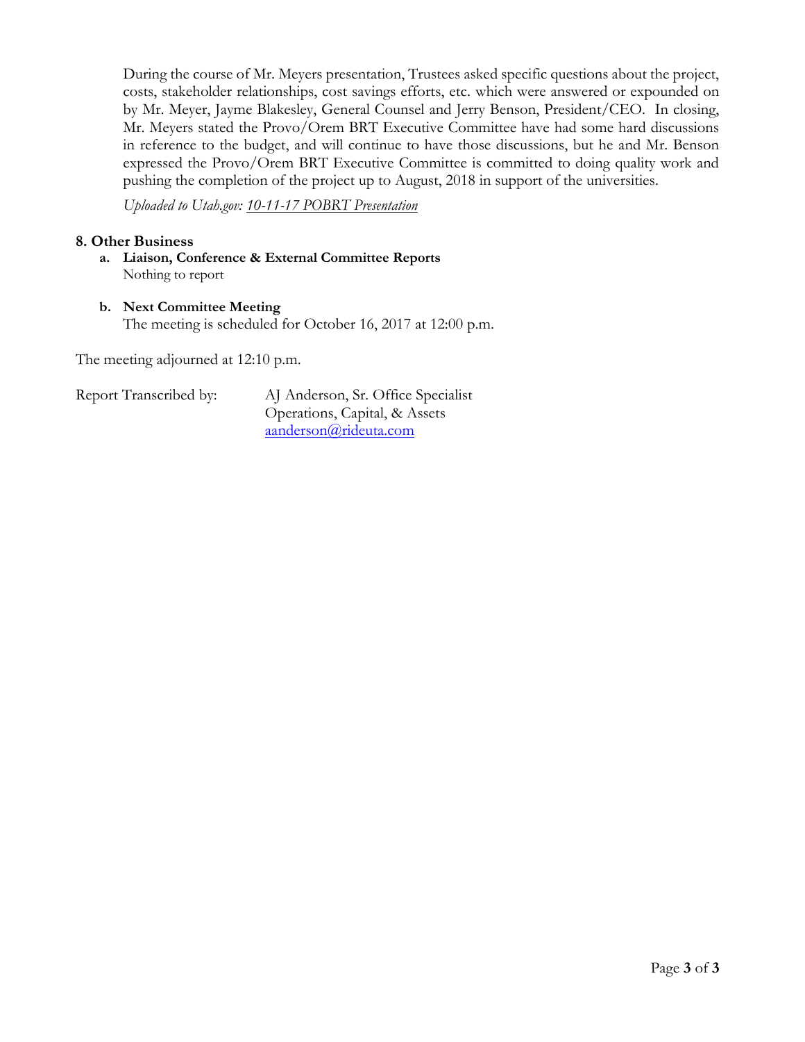During the course of Mr. Meyers presentation, Trustees asked specific questions about the project, costs, stakeholder relationships, cost savings efforts, etc. which were answered or expounded on by Mr. Meyer, Jayme Blakesley, General Counsel and Jerry Benson, President/CEO. In closing, Mr. Meyers stated the Provo/Orem BRT Executive Committee have had some hard discussions in reference to the budget, and will continue to have those discussions, but he and Mr. Benson expressed the Provo/Orem BRT Executive Committee is committed to doing quality work and pushing the completion of the project up to August, 2018 in support of the universities.

*Uploaded to Utah.gov: 10-11-17 POBRT Presentation*

### 8. Other Business

**a. Liaison, Conference & External Committee Reports**
Nothing to report

**b. Next Committee Meeting**
The meeting is scheduled for October 16, 2017 at 12:00 p.m.

The meeting adjourned at 12:10 p.m.

Report Transcribed by: AJ Anderson, Sr. Office Specialist
Operations, Capital, & Assets
aanderson@rideuta.com